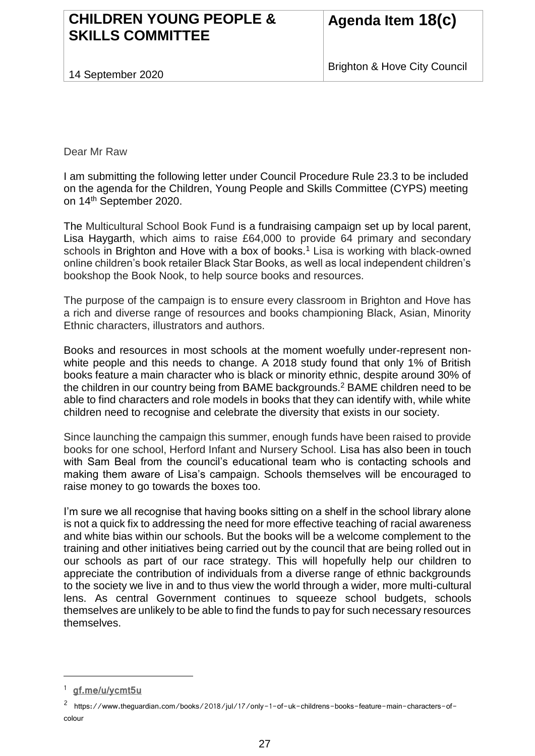| CHILDREN YOUNG PEOPLE & SKILLS COMMITTEE | Agenda Item 18(c) |
| --- | --- |
| 14 September 2020 | Brighton & Hove City Council |

Dear Mr Raw

I am submitting the following letter under Council Procedure Rule 23.3 to be included on the agenda for the Children, Young People and Skills Committee (CYPS) meeting on 14th September 2020.

The Multicultural School Book Fund is a fundraising campaign set up by local parent, Lisa Haygarth, which aims to raise £64,000 to provide 64 primary and secondary schools in Brighton and Hove with a box of books.[1] Lisa is working with black-owned online children's book retailer Black Star Books, as well as local independent children's bookshop the Book Nook, to help source books and resources.

The purpose of the campaign is to ensure every classroom in Brighton and Hove has a rich and diverse range of resources and books championing Black, Asian, Minority Ethnic characters, illustrators and authors.

Books and resources in most schools at the moment woefully under-represent non-white people and this needs to change. A 2018 study found that only 1% of British books feature a main character who is black or minority ethnic, despite around 30% of the children in our country being from BAME backgrounds.[2] BAME children need to be able to find characters and role models in books that they can identify with, while white children need to recognise and celebrate the diversity that exists in our society.

Since launching the campaign this summer, enough funds have been raised to provide books for one school, Herford Infant and Nursery School. Lisa has also been in touch with Sam Beal from the council's educational team who is contacting schools and making them aware of Lisa's campaign. Schools themselves will be encouraged to raise money to go towards the boxes too.

I'm sure we all recognise that having books sitting on a shelf in the school library alone is not a quick fix to addressing the need for more effective teaching of racial awareness and white bias within our schools. But the books will be a welcome complement to the training and other initiatives being carried out by the council that are being rolled out in our schools as part of our race strategy. This will hopefully help our children to appreciate the contribution of individuals from a diverse range of ethnic backgrounds to the society we live in and to thus view the world through a wider, more multi-cultural lens. As central Government continues to squeeze school budgets, schools themselves are unlikely to be able to find the funds to pay for such necessary resources themselves.

---

[1] gf.me/u/ycmt5u

[2] https://www.theguardian.com/books/2018/jul/17/only-1-of-uk-childrens-books-feature-main-characters-of-colour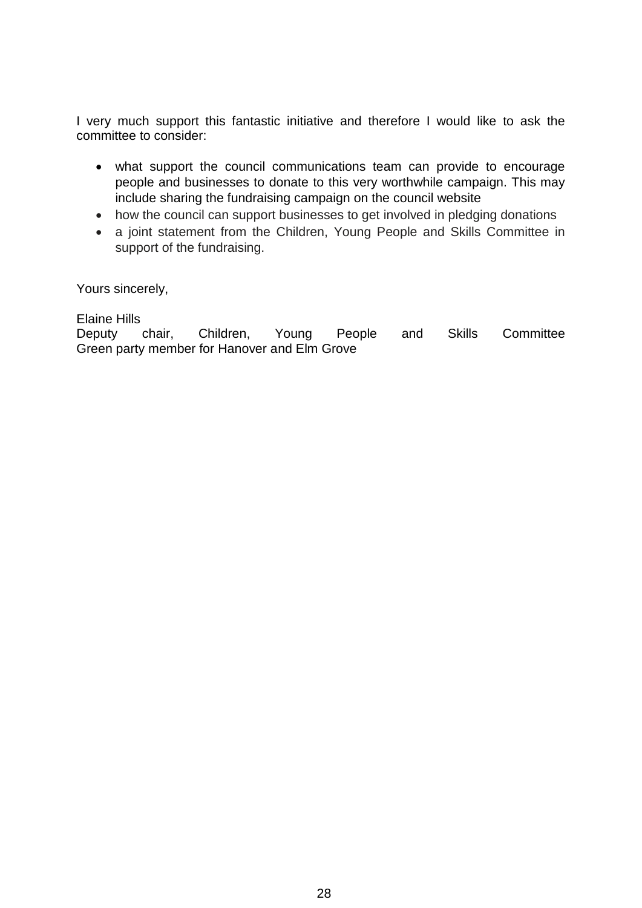I very much support this fantastic initiative and therefore I would like to ask the committee to consider:

- what support the council communications team can provide to encourage people and businesses to donate to this very worthwhile campaign. This may include sharing the fundraising campaign on the council website
- how the council can support businesses to get involved in pledging donations
- a joint statement from the Children, Young People and Skills Committee in support of the fundraising.

Yours sincerely,

Elaine Hills
Deputy chair, Children, Young People and Skills Committee
Green party member for Hanover and Elm Grove